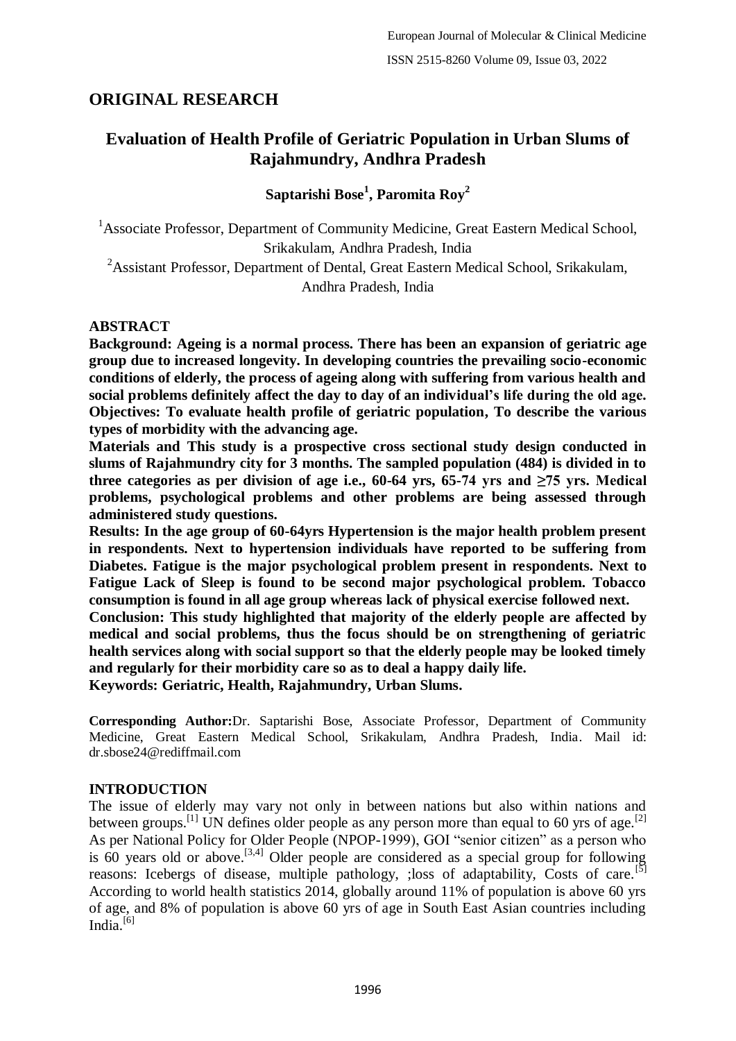## ORIGINAL RESEARCH

# Evaluation of Health Profile of Geriatric Population in Urban Slums of Rajahmundry, Andhra Pradesh

**Saptarishi Bose[1], Paromita Roy[2]**

[1]Associate Professor, Department of Community Medicine, Great Eastern Medical School, Srikakulam, Andhra Pradesh, India

[2]Assistant Professor, Department of Dental, Great Eastern Medical School, Srikakulam, Andhra Pradesh, India

## ABSTRACT

**Background: Ageing is a normal process. There has been an expansion of geriatric age group due to increased longevity. In developing countries the prevailing socio-economic conditions of elderly, the process of ageing along with suffering from various health and social problems definitely affect the day to day of an individual's life during the old age.**
**Objectives: To evaluate health profile of geriatric population, To describe the various types of morbidity with the advancing age.**

**Materials and This study is a prospective cross sectional study design conducted in slums of Rajahmundry city for 3 months. The sampled population (484) is divided in to three categories as per division of age i.e., 60-64 yrs, 65-74 yrs and ≥75 yrs. Medical problems, psychological problems and other problems are being assessed through administered study questions.**

**Results: In the age group of 60-64yrs Hypertension is the major health problem present in respondents. Next to hypertension individuals have reported to be suffering from Diabetes. Fatigue is the major psychological problem present in respondents. Next to Fatigue Lack of Sleep is found to be second major psychological problem. Tobacco consumption is found in all age group whereas lack of physical exercise followed next.**

**Conclusion: This study highlighted that majority of the elderly people are affected by medical and social problems, thus the focus should be on strengthening of geriatric health services along with social support so that the elderly people may be looked timely and regularly for their morbidity care so as to deal a happy daily life.**

**Keywords: Geriatric, Health, Rajahmundry, Urban Slums.**

**Corresponding Author:** Dr. Saptarishi Bose, Associate Professor, Department of Community Medicine, Great Eastern Medical School, Srikakulam, Andhra Pradesh, India. Mail id: dr.sbose24@rediffmail.com

## INTRODUCTION

The issue of elderly may vary not only in between nations but also within nations and between groups.[1] UN defines older people as any person more than equal to 60 yrs of age.[2] As per National Policy for Older People (NPOP-1999), GOI "senior citizen" as a person who is 60 years old or above.[3,4] Older people are considered as a special group for following reasons: Icebergs of disease, multiple pathology, ;loss of adaptability, Costs of care.[5] According to world health statistics 2014, globally around 11% of population is above 60 yrs of age, and 8% of population is above 60 yrs of age in South East Asian countries including India.[6]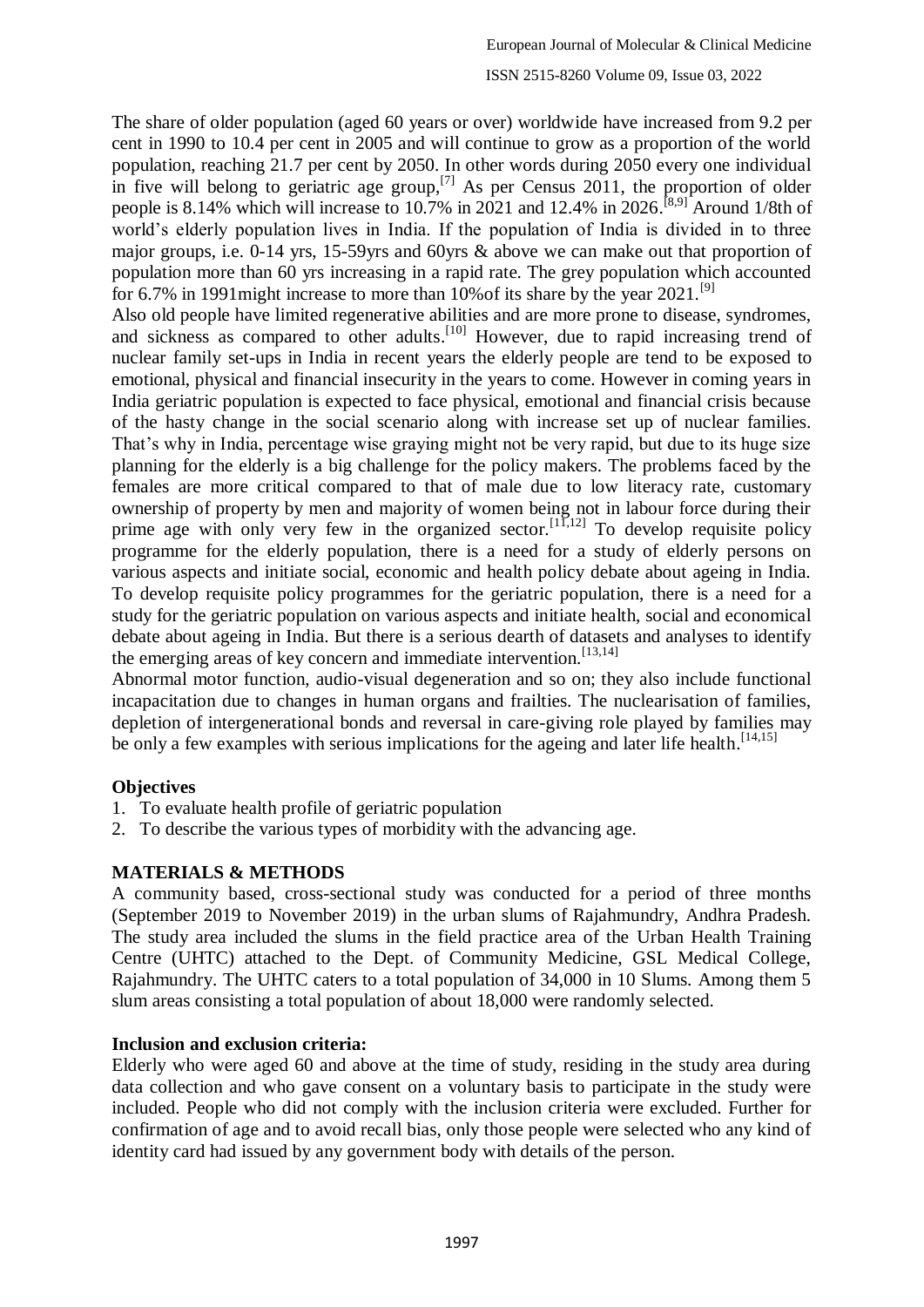The share of older population (aged 60 years or over) worldwide have increased from 9.2 per cent in 1990 to 10.4 per cent in 2005 and will continue to grow as a proportion of the world population, reaching 21.7 per cent by 2050. In other words during 2050 every one individual in five will belong to geriatric age group,[7] As per Census 2011, the proportion of older people is 8.14% which will increase to 10.7% in 2021 and 12.4% in 2026.[8,9] Around 1/8th of world's elderly population lives in India. If the population of India is divided in to three major groups, i.e. 0-14 yrs, 15-59yrs and 60yrs & above we can make out that proportion of population more than 60 yrs increasing in a rapid rate. The grey population which accounted for 6.7% in 1991might increase to more than 10%of its share by the year 2021.[9]

Also old people have limited regenerative abilities and are more prone to disease, syndromes, and sickness as compared to other adults.[10] However, due to rapid increasing trend of nuclear family set-ups in India in recent years the elderly people are tend to be exposed to emotional, physical and financial insecurity in the years to come. However in coming years in India geriatric population is expected to face physical, emotional and financial crisis because of the hasty change in the social scenario along with increase set up of nuclear families. That's why in India, percentage wise graying might not be very rapid, but due to its huge size planning for the elderly is a big challenge for the policy makers. The problems faced by the females are more critical compared to that of male due to low literacy rate, customary ownership of property by men and majority of women being not in labour force during their prime age with only very few in the organized sector.[11,12] To develop requisite policy programme for the elderly population, there is a need for a study of elderly persons on various aspects and initiate social, economic and health policy debate about ageing in India. To develop requisite policy programmes for the geriatric population, there is a need for a study for the geriatric population on various aspects and initiate health, social and economical debate about ageing in India. But there is a serious dearth of datasets and analyses to identify the emerging areas of key concern and immediate intervention.[13,14]

Abnormal motor function, audio-visual degeneration and so on; they also include functional incapacitation due to changes in human organs and frailties. The nuclearisation of families, depletion of intergenerational bonds and reversal in care-giving role played by families may be only a few examples with serious implications for the ageing and later life health.[14,15]

## Objectives

1. To evaluate health profile of geriatric population
2. To describe the various types of morbidity with the advancing age.

## MATERIALS & METHODS

A community based, cross-sectional study was conducted for a period of three months (September 2019 to November 2019) in the urban slums of Rajahmundry, Andhra Pradesh. The study area included the slums in the field practice area of the Urban Health Training Centre (UHTC) attached to the Dept. of Community Medicine, GSL Medical College, Rajahmundry. The UHTC caters to a total population of 34,000 in 10 Slums. Among them 5 slum areas consisting a total population of about 18,000 were randomly selected.

### Inclusion and exclusion criteria:

Elderly who were aged 60 and above at the time of study, residing in the study area during data collection and who gave consent on a voluntary basis to participate in the study were included. People who did not comply with the inclusion criteria were excluded. Further for confirmation of age and to avoid recall bias, only those people were selected who any kind of identity card had issued by any government body with details of the person.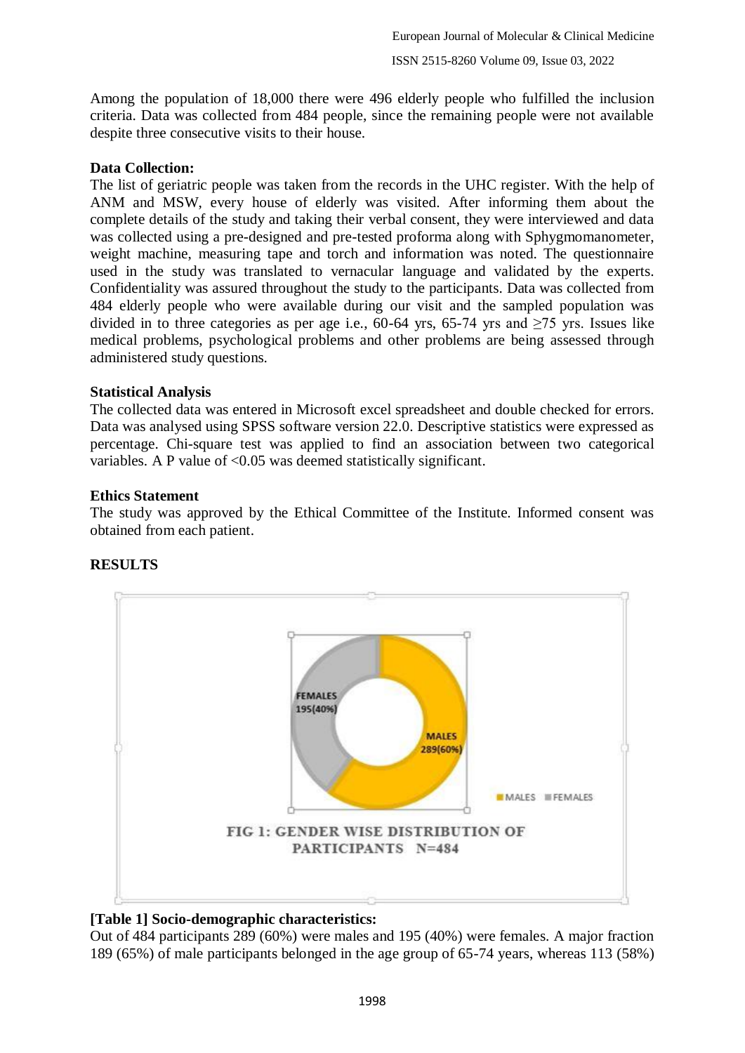Among the population of 18,000 there were 496 elderly people who fulfilled the inclusion criteria. Data was collected from 484 people, since the remaining people were not available despite three consecutive visits to their house.

**Data Collection:**

The list of geriatric people was taken from the records in the UHC register. With the help of ANM and MSW, every house of elderly was visited. After informing them about the complete details of the study and taking their verbal consent, they were interviewed and data was collected using a pre-designed and pre-tested proforma along with Sphygmomanometer, weight machine, measuring tape and torch and information was noted. The questionnaire used in the study was translated to vernacular language and validated by the experts. Confidentiality was assured throughout the study to the participants. Data was collected from 484 elderly people who were available during our visit and the sampled population was divided in to three categories as per age i.e., 60-64 yrs, 65-74 yrs and ≥75 yrs. Issues like medical problems, psychological problems and other problems are being assessed through administered study questions.

**Statistical Analysis**

The collected data was entered in Microsoft excel spreadsheet and double checked for errors. Data was analysed using SPSS software version 22.0. Descriptive statistics were expressed as percentage. Chi-square test was applied to find an association between two categorical variables. A P value of <0.05 was deemed statistically significant.

**Ethics Statement**

The study was approved by the Ethical Committee of the Institute. Informed consent was obtained from each patient.

## RESULTS

FEMALES 195(40%)

MALES 289(60%)

MALES FEMALES

FIG 1: GENDER WISE DISTRIBUTION OF PARTICIPANTS N=484

**[Table 1] Socio-demographic characteristics:**

Out of 484 participants 289 (60%) were males and 195 (40%) were females. A major fraction 189 (65%) of male participants belonged in the age group of 65-74 years, whereas 113 (58%)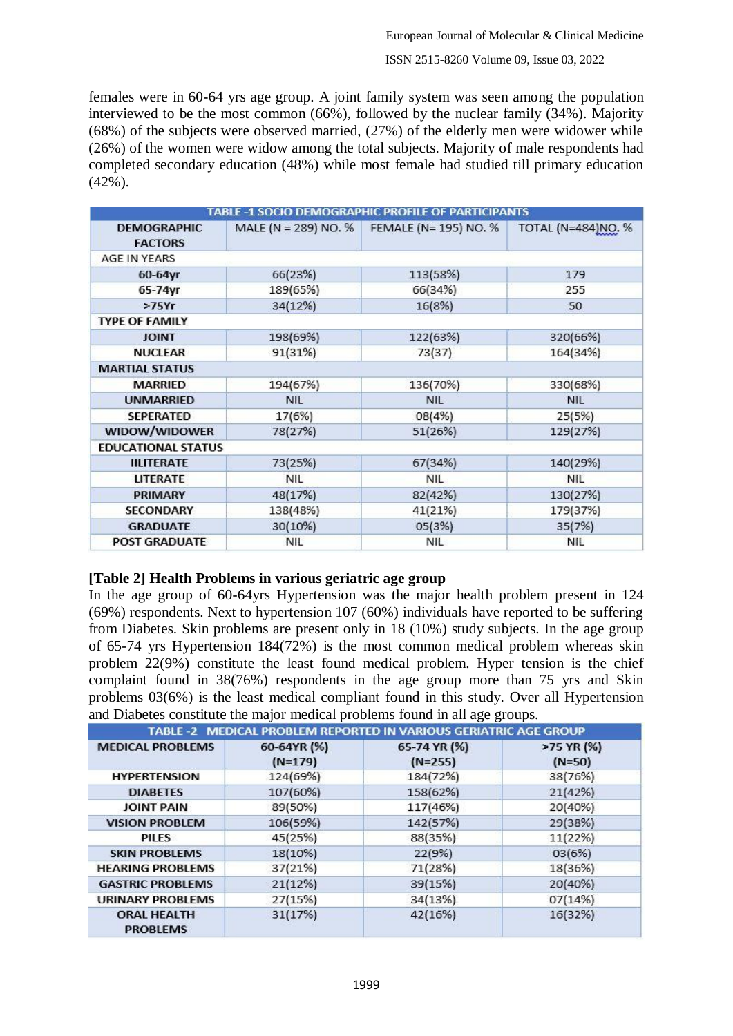females were in 60-64 yrs age group. A joint family system was seen among the population interviewed to be the most common (66%), followed by the nuclear family (34%). Majority (68%) of the subjects were observed married, (27%) of the elderly men were widower while (26%) of the women were widow among the total subjects. Majority of male respondents had completed secondary education (48%) while most female had studied till primary education (42%).

**TABLE -1 SOCIO DEMOGRAPHIC PROFILE OF PARTICIPANTS**

| DEMOGRAPHIC FACTORS | MALE (N = 289) NO. % | FEMALE (N= 195) NO. % | TOTAL (N=484)NO. % |
|---|---|---|---|
| AGE IN YEARS | | | |
| 60-64yr | 66(23%) | 113(58%) | 179 |
| 65-74yr | 189(65%) | 66(34%) | 255 |
| >75Yr | 34(12%) | 16(8%) | 50 |
| TYPE OF FAMILY | | | |
| JOINT | 198(69%) | 122(63%) | 320(66%) |
| NUCLEAR | 91(31%) | 73(37) | 164(34%) |
| MARTIAL STATUS | | | |
| MARRIED | 194(67%) | 136(70%) | 330(68%) |
| UNMARRIED | NIL | NIL | NIL |
| SEPERATED | 17(6%) | 08(4%) | 25(5%) |
| WIDOW/WIDOWER | 78(27%) | 51(26%) | 129(27%) |
| EDUCATIONAL STATUS | | | |
| IILITERATE | 73(25%) | 67(34%) | 140(29%) |
| LITERATE | NIL | NIL | NIL |
| PRIMARY | 48(17%) | 82(42%) | 130(27%) |
| SECONDARY | 138(48%) | 41(21%) | 179(37%) |
| GRADUATE | 30(10%) | 05(3%) | 35(7%) |
| POST GRADUATE | NIL | NIL | NIL |

**[Table 2] Health Problems in various geriatric age group**

In the age group of 60-64yrs Hypertension was the major health problem present in 124 (69%) respondents. Next to hypertension 107 (60%) individuals have reported to be suffering from Diabetes. Skin problems are present only in 18 (10%) study subjects. In the age group of 65-74 yrs Hypertension 184(72%) is the most common medical problem whereas skin problem 22(9%) constitute the least found medical problem. Hyper tension is the chief complaint found in 38(76%) respondents in the age group more than 75 yrs and Skin problems 03(6%) is the least medical compliant found in this study. Over all Hypertension and Diabetes constitute the major medical problems found in all age groups.

**TABLE -2 MEDICAL PROBLEM REPORTED IN VARIOUS GERIATRIC AGE GROUP**

| MEDICAL PROBLEMS | 60-64YR (%) (N=179) | 65-74 YR (%) (N=255) | >75 YR (%) (N=50) |
|---|---|---|---|
| HYPERTENSION | 124(69%) | 184(72%) | 38(76%) |
| DIABETES | 107(60%) | 158(62%) | 21(42%) |
| JOINT PAIN | 89(50%) | 117(46%) | 20(40%) |
| VISION PROBLEM | 106(59%) | 142(57%) | 29(38%) |
| PILES | 45(25%) | 88(35%) | 11(22%) |
| SKIN PROBLEMS | 18(10%) | 22(9%) | 03(6%) |
| HEARING PROBLEMS | 37(21%) | 71(28%) | 18(36%) |
| GASTRIC PROBLEMS | 21(12%) | 39(15%) | 20(40%) |
| URINARY PROBLEMS | 27(15%) | 34(13%) | 07(14%) |
| ORAL HEALTH PROBLEMS | 31(17%) | 42(16%) | 16(32%) |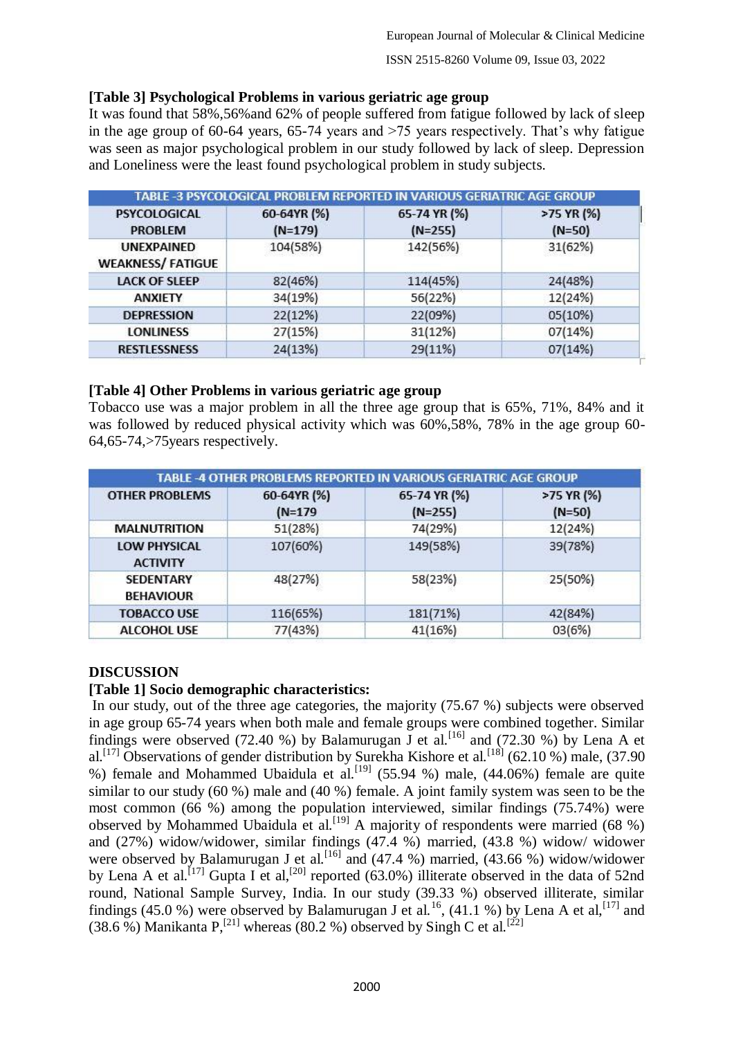**[Table 3] Psychological Problems in various geriatric age group**

It was found that 58%,56%and 62% of people suffered from fatigue followed by lack of sleep in the age group of 60-64 years, 65-74 years and >75 years respectively. That's why fatigue was seen as major psychological problem in our study followed by lack of sleep. Depression and Loneliness were the least found psychological problem in study subjects.

| TABLE -3 PSYCOLOGICAL PROBLEM REPORTED IN VARIOUS GERIATRIC AGE GROUP | | | |
|---|---|---|---|
| PSYCOLOGICAL PROBLEM | 60-64YR (%) (N=179) | 65-74 YR (%) (N=255) | >75 YR (%) (N=50) |
| UNEXPAINED WEAKNESS/ FATIGUE | 104(58%) | 142(56%) | 31(62%) |
| LACK OF SLEEP | 82(46%) | 114(45%) | 24(48%) |
| ANXIETY | 34(19%) | 56(22%) | 12(24%) |
| DEPRESSION | 22(12%) | 22(09%) | 05(10%) |
| LONLINESS | 27(15%) | 31(12%) | 07(14%) |
| RESTLESSNESS | 24(13%) | 29(11%) | 07(14%) |

**[Table 4] Other Problems in various geriatric age group**

Tobacco use was a major problem in all the three age group that is 65%, 71%, 84% and it was followed by reduced physical activity which was 60%,58%, 78% in the age group 60-64,65-74,>75years respectively.

| TABLE -4 OTHER PROBLEMS REPORTED IN VARIOUS GERIATRIC AGE GROUP | | | |
|---|---|---|---|
| OTHER PROBLEMS | 60-64YR (%) (N=179 | 65-74 YR (%) (N=255) | >75 YR (%) (N=50) |
| MALNUTRITION | 51(28%) | 74(29%) | 12(24%) |
| LOW PHYSICAL ACTIVITY | 107(60%) | 149(58%) | 39(78%) |
| SEDENTARY BEHAVIOUR | 48(27%) | 58(23%) | 25(50%) |
| TOBACCO USE | 116(65%) | 181(71%) | 42(84%) |
| ALCOHOL USE | 77(43%) | 41(16%) | 03(6%) |

## DISCUSSION

**[Table 1] Socio demographic characteristics:**

In our study, out of the three age categories, the majority (75.67 %) subjects were observed in age group 65-74 years when both male and female groups were combined together. Similar findings were observed (72.40 %) by Balamurugan J et al.[16] and (72.30 %) by Lena A et al.[17] Observations of gender distribution by Surekha Kishore et al.[18] (62.10 %) male, (37.90 %) female and Mohammed Ubaidula et al.[19] (55.94 %) male, (44.06%) female are quite similar to our study (60 %) male and (40 %) female. A joint family system was seen to be the most common (66 %) among the population interviewed, similar findings (75.74%) were observed by Mohammed Ubaidula et al.[19] A majority of respondents were married (68 %) and (27%) widow/widower, similar findings (47.4 %) married, (43.8 %) widow/ widower were observed by Balamurugan J et al.[16] and (47.4 %) married, (43.66 %) widow/widower by Lena A et al.[17] Gupta I et al,[20] reported (63.0%) illiterate observed in the data of 52nd round, National Sample Survey, India. In our study (39.33 %) observed illiterate, similar findings (45.0 %) were observed by Balamurugan J et al.[16], (41.1 %) by Lena A et al,[17] and (38.6 %) Manikanta P,[21] whereas (80.2 %) observed by Singh C et al.[22]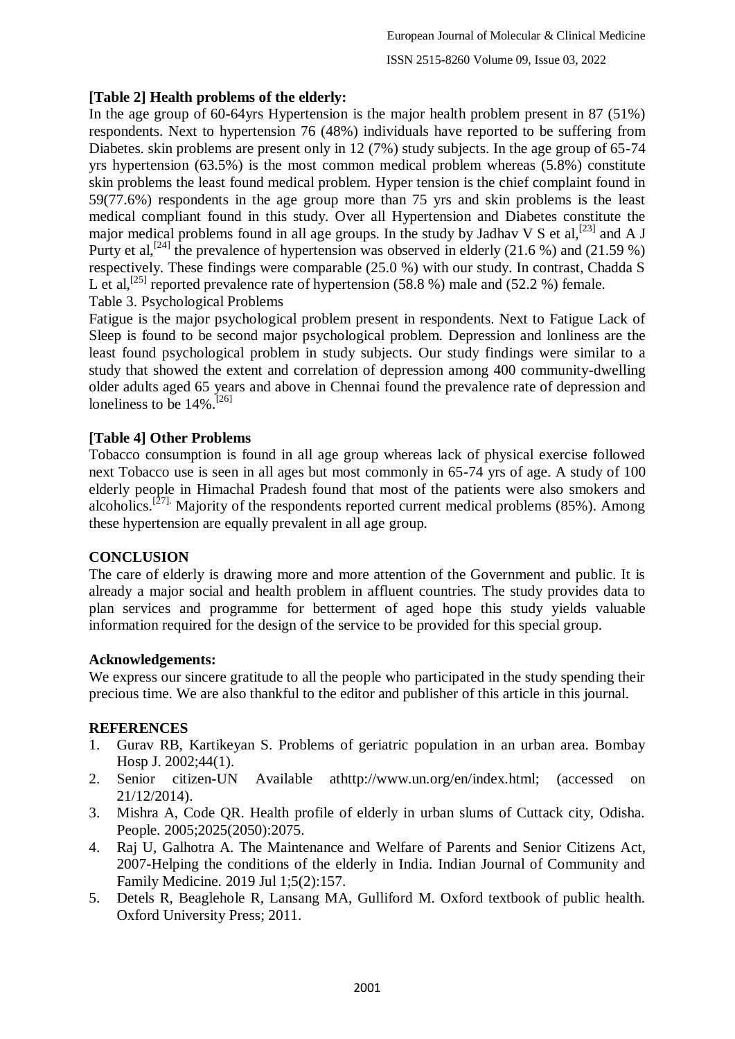**[Table 2] Health problems of the elderly:**

In the age group of 60-64yrs Hypertension is the major health problem present in 87 (51%) respondents. Next to hypertension 76 (48%) individuals have reported to be suffering from Diabetes. skin problems are present only in 12 (7%) study subjects. In the age group of 65-74 yrs hypertension (63.5%) is the most common medical problem whereas (5.8%) constitute skin problems the least found medical problem. Hyper tension is the chief complaint found in 59(77.6%) respondents in the age group more than 75 yrs and skin problems is the least medical compliant found in this study. Over all Hypertension and Diabetes constitute the major medical problems found in all age groups. In the study by Jadhav V S et al,[23] and A J Purty et al,[24] the prevalence of hypertension was observed in elderly (21.6 %) and (21.59 %) respectively. These findings were comparable (25.0 %) with our study. In contrast, Chadda S L et al,[25] reported prevalence rate of hypertension (58.8 %) male and (52.2 %) female.

Table 3. Psychological Problems

Fatigue is the major psychological problem present in respondents. Next to Fatigue Lack of Sleep is found to be second major psychological problem. Depression and lonliness are the least found psychological problem in study subjects. Our study findings were similar to a study that showed the extent and correlation of depression among 400 community-dwelling older adults aged 65 years and above in Chennai found the prevalence rate of depression and loneliness to be 14%.[26]

**[Table 4] Other Problems**

Tobacco consumption is found in all age group whereas lack of physical exercise followed next Tobacco use is seen in all ages but most commonly in 65-74 yrs of age. A study of 100 elderly people in Himachal Pradesh found that most of the patients were also smokers and alcoholics.[27]. Majority of the respondents reported current medical problems (85%). Among these hypertension are equally prevalent in all age group.

**CONCLUSION**

The care of elderly is drawing more and more attention of the Government and public. It is already a major social and health problem in affluent countries. The study provides data to plan services and programme for betterment of aged hope this study yields valuable information required for the design of the service to be provided for this special group.

**Acknowledgements:**

We express our sincere gratitude to all the people who participated in the study spending their precious time. We are also thankful to the editor and publisher of this article in this journal.

**REFERENCES**

1. Gurav RB, Kartikeyan S. Problems of geriatric population in an urban area. Bombay Hosp J. 2002;44(1).
2. Senior citizen-UN Available athttp://www.un.org/en/index.html; (accessed on 21/12/2014).
3. Mishra A, Code QR. Health profile of elderly in urban slums of Cuttack city, Odisha. People. 2005;2025(2050):2075.
4. Raj U, Galhotra A. The Maintenance and Welfare of Parents and Senior Citizens Act, 2007-Helping the conditions of the elderly in India. Indian Journal of Community and Family Medicine. 2019 Jul 1;5(2):157.
5. Detels R, Beaglehole R, Lansang MA, Gulliford M. Oxford textbook of public health. Oxford University Press; 2011.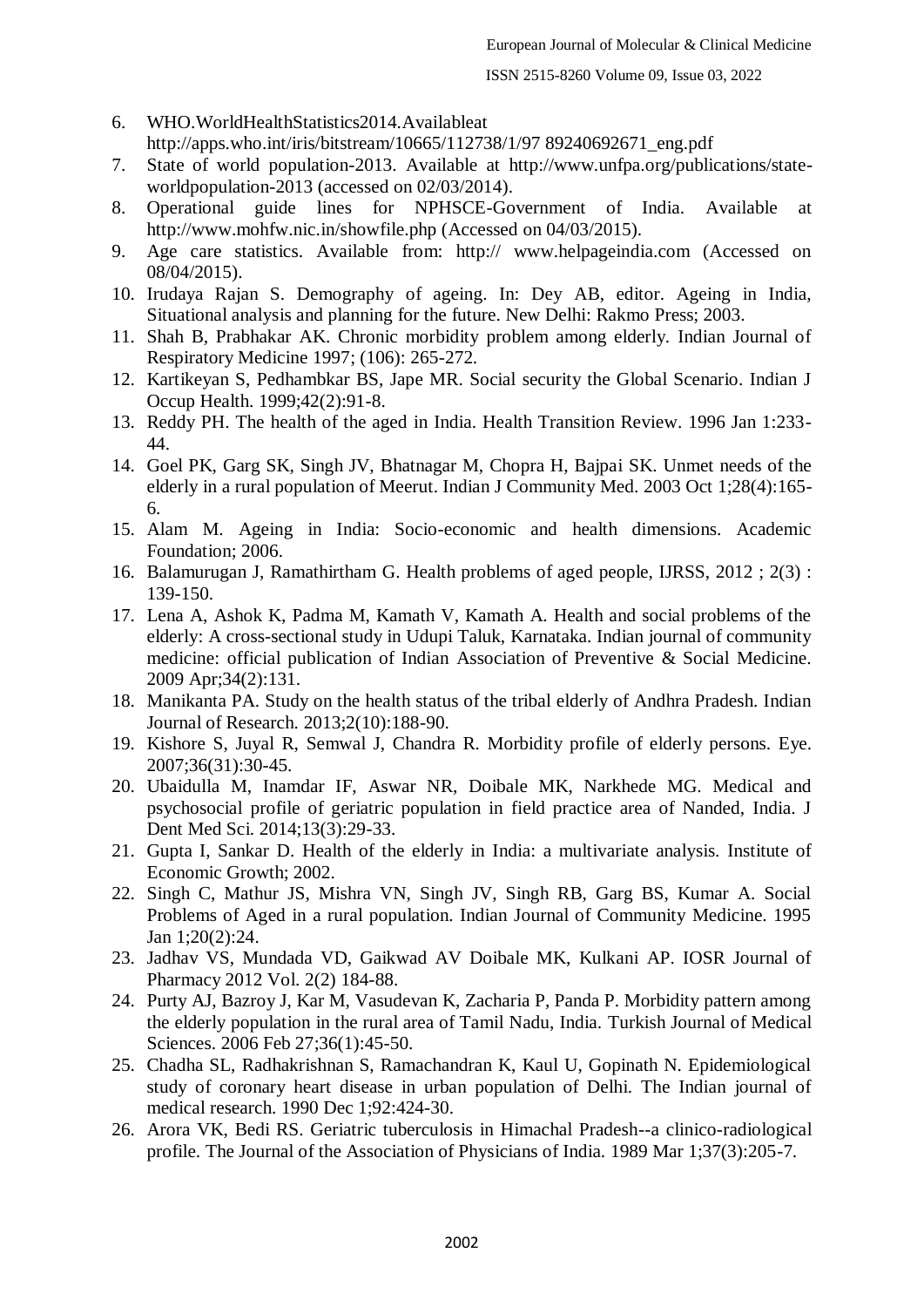6. WHO.WorldHealthStatistics2014.Availableat http://apps.who.int/iris/bitstream/10665/112738/1/97 89240692671_eng.pdf
7. State of world population-2013. Available at http://www.unfpa.org/publications/state-worldpopulation-2013 (accessed on 02/03/2014).
8. Operational guide lines for NPHSCE-Government of India. Available at http://www.mohfw.nic.in/showfile.php (Accessed on 04/03/2015).
9. Age care statistics. Available from: http:// www.helpageindia.com (Accessed on 08/04/2015).
10. Irudaya Rajan S. Demography of ageing. In: Dey AB, editor. Ageing in India, Situational analysis and planning for the future. New Delhi: Rakmo Press; 2003.
11. Shah B, Prabhakar AK. Chronic morbidity problem among elderly. Indian Journal of Respiratory Medicine 1997; (106): 265-272.
12. Kartikeyan S, Pedhambkar BS, Jape MR. Social security the Global Scenario. Indian J Occup Health. 1999;42(2):91-8.
13. Reddy PH. The health of the aged in India. Health Transition Review. 1996 Jan 1:233-44.
14. Goel PK, Garg SK, Singh JV, Bhatnagar M, Chopra H, Bajpai SK. Unmet needs of the elderly in a rural population of Meerut. Indian J Community Med. 2003 Oct 1;28(4):165-6.
15. Alam M. Ageing in India: Socio-economic and health dimensions. Academic Foundation; 2006.
16. Balamurugan J, Ramathirtham G. Health problems of aged people, IJRSS, 2012 ; 2(3) : 139-150.
17. Lena A, Ashok K, Padma M, Kamath V, Kamath A. Health and social problems of the elderly: A cross-sectional study in Udupi Taluk, Karnataka. Indian journal of community medicine: official publication of Indian Association of Preventive & Social Medicine. 2009 Apr;34(2):131.
18. Manikanta PA. Study on the health status of the tribal elderly of Andhra Pradesh. Indian Journal of Research. 2013;2(10):188-90.
19. Kishore S, Juyal R, Semwal J, Chandra R. Morbidity profile of elderly persons. Eye. 2007;36(31):30-45.
20. Ubaidulla M, Inamdar IF, Aswar NR, Doibale MK, Narkhede MG. Medical and psychosocial profile of geriatric population in field practice area of Nanded, India. J Dent Med Sci. 2014;13(3):29-33.
21. Gupta I, Sankar D. Health of the elderly in India: a multivariate analysis. Institute of Economic Growth; 2002.
22. Singh C, Mathur JS, Mishra VN, Singh JV, Singh RB, Garg BS, Kumar A. Social Problems of Aged in a rural population. Indian Journal of Community Medicine. 1995 Jan 1;20(2):24.
23. Jadhav VS, Mundada VD, Gaikwad AV Doibale MK, Kulkani AP. IOSR Journal of Pharmacy 2012 Vol. 2(2) 184-88.
24. Purty AJ, Bazroy J, Kar M, Vasudevan K, Zacharia P, Panda P. Morbidity pattern among the elderly population in the rural area of Tamil Nadu, India. Turkish Journal of Medical Sciences. 2006 Feb 27;36(1):45-50.
25. Chadha SL, Radhakrishnan S, Ramachandran K, Kaul U, Gopinath N. Epidemiological study of coronary heart disease in urban population of Delhi. The Indian journal of medical research. 1990 Dec 1;92:424-30.
26. Arora VK, Bedi RS. Geriatric tuberculosis in Himachal Pradesh--a clinico-radiological profile. The Journal of the Association of Physicians of India. 1989 Mar 1;37(3):205-7.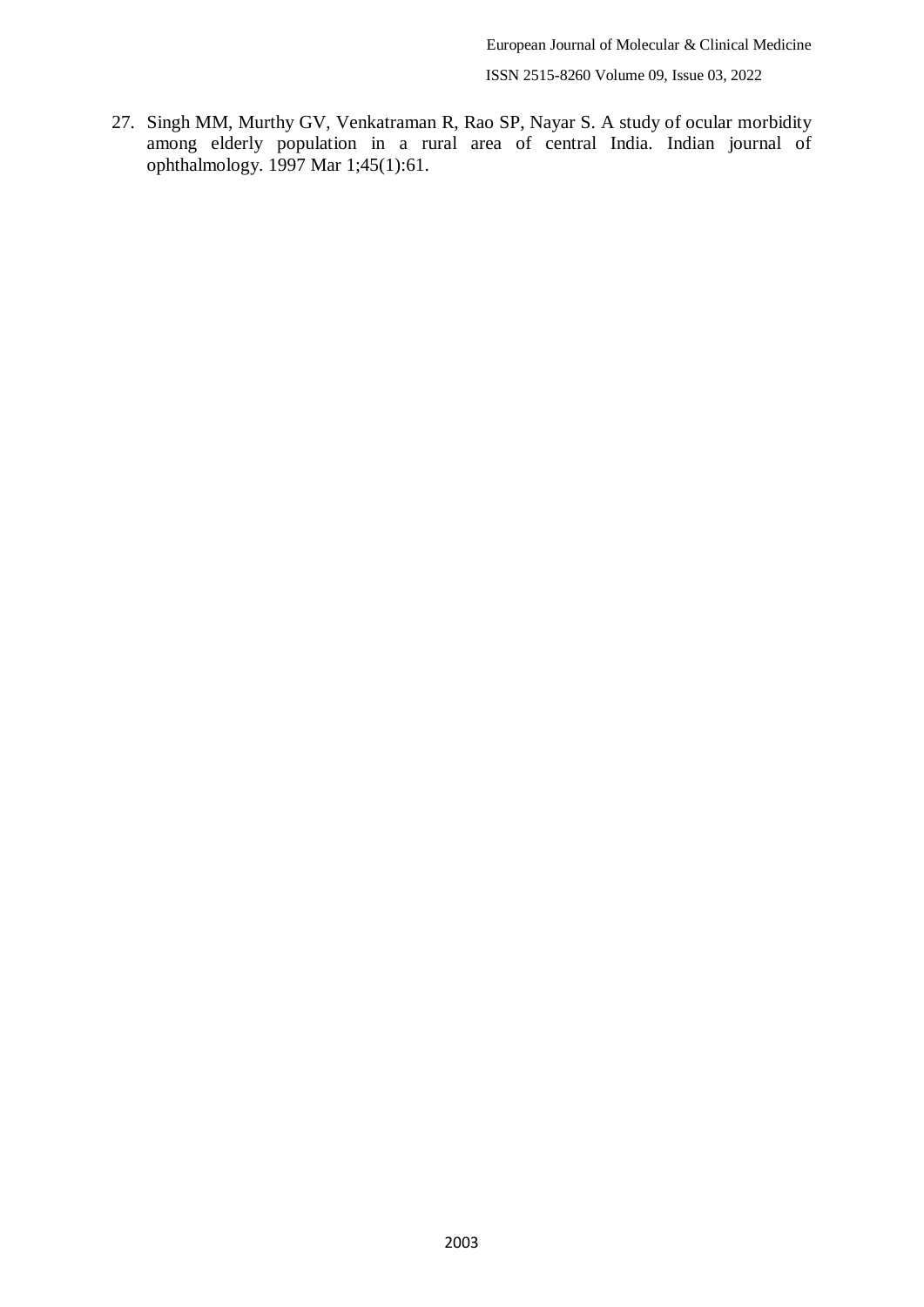27. Singh MM, Murthy GV, Venkatraman R, Rao SP, Nayar S. A study of ocular morbidity among elderly population in a rural area of central India. Indian journal of ophthalmology. 1997 Mar 1;45(1):61.